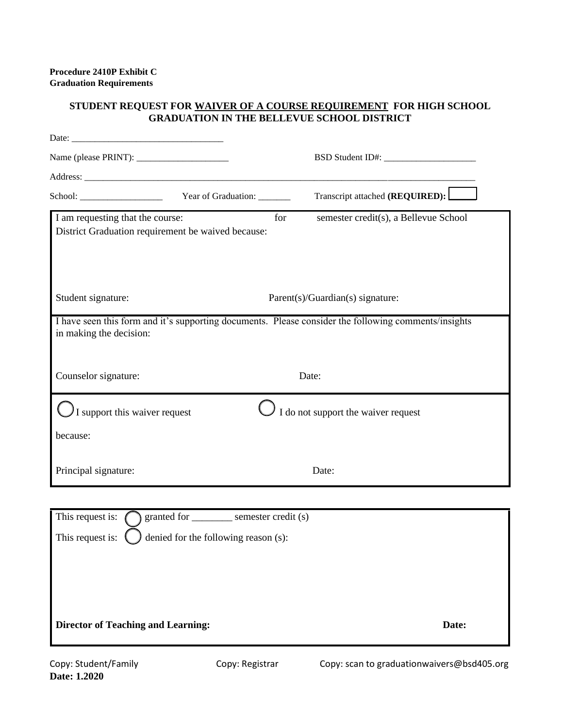**Procedure 2410P Exhibit C**
**Graduation Requirements**

## STUDENT REQUEST FOR WAIVER OF A COURSE REQUIREMENT FOR HIGH SCHOOL GRADUATION IN THE BELLEVUE SCHOOL DISTRICT

Date: ________________________________

Name (please PRINT): ____________________ BSD Student ID#: ____________________

Address: ______________________________________________________________________________

School: __________________ Year of Graduation: _______ Transcript attached **(REQUIRED):** ☐

I am requesting that the course: for semester credit(s), a Bellevue School District Graduation requirement be waived because:

Student signature: Parent(s)/Guardian(s) signature:

I have seen this form and it's supporting documents. Please consider the following comments/insights in making the decision:

Counselor signature: Date:

◯ I support this waiver request ◯ I do not support the waiver request

because:

Principal signature: Date:

This request is: ◯ granted for ________ semester credit (s)

This request is: ◯ denied for the following reason (s):

**Director of Teaching and Learning:** **Date:**

Copy: Student/Family Copy: Registrar Copy: scan to graduationwaivers@bsd405.org

**Date: 1.2020**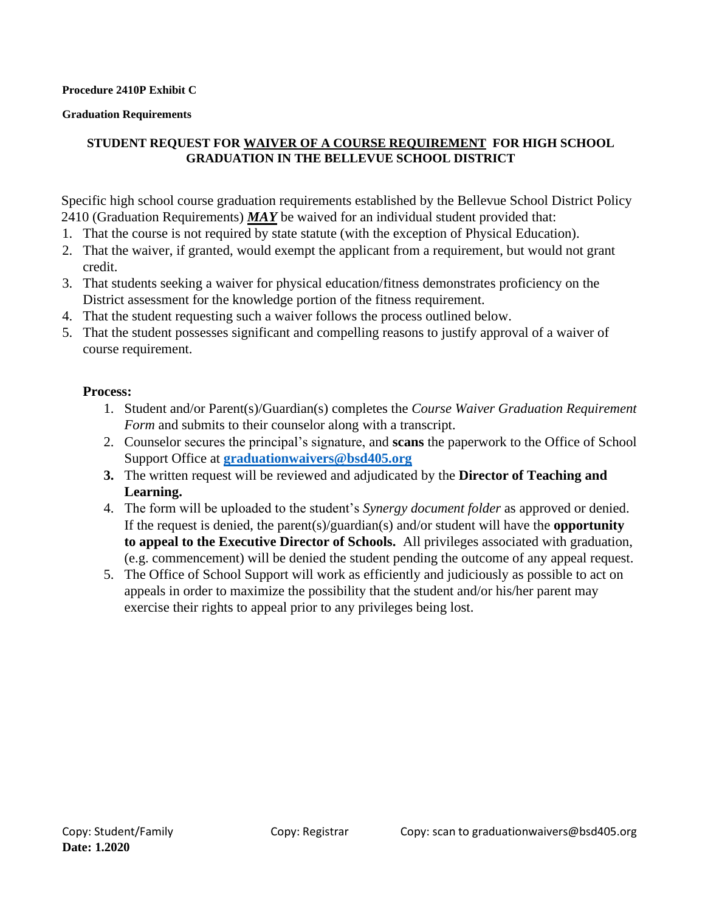**Procedure 2410P Exhibit C**

**Graduation Requirements**

## STUDENT REQUEST FOR <u>WAIVER OF A COURSE REQUIREMENT</u> FOR HIGH SCHOOL GRADUATION IN THE BELLEVUE SCHOOL DISTRICT

Specific high school course graduation requirements established by the Bellevue School District Policy 2410 (Graduation Requirements) ***<u>MAY</u>*** be waived for an individual student provided that:

1. That the course is not required by state statute (with the exception of Physical Education).
2. That the waiver, if granted, would exempt the applicant from a requirement, but would not grant credit.
3. That students seeking a waiver for physical education/fitness demonstrates proficiency on the District assessment for the knowledge portion of the fitness requirement.
4. That the student requesting such a waiver follows the process outlined below.
5. That the student possesses significant and compelling reasons to justify approval of a waiver of course requirement.

**Process:**

1. Student and/or Parent(s)/Guardian(s) completes the *Course Waiver Graduation Requirement Form* and submits to their counselor along with a transcript.
2. Counselor secures the principal's signature, and **scans** the paperwork to the Office of School Support Office at **graduationwaivers@bsd405.org**
3. The written request will be reviewed and adjudicated by the **Director of Teaching and Learning.**
4. The form will be uploaded to the student's *Synergy document folder* as approved or denied. If the request is denied, the parent(s)/guardian(s) and/or student will have the **opportunity to appeal to the Executive Director of Schools.** All privileges associated with graduation, (e.g. commencement) will be denied the student pending the outcome of any appeal request.
5. The Office of School Support will work as efficiently and judiciously as possible to act on appeals in order to maximize the possibility that the student and/or his/her parent may exercise their rights to appeal prior to any privileges being lost.

Copy: Student/Family Copy: Registrar Copy: scan to graduationwaivers@bsd405.org

**Date: 1.2020**